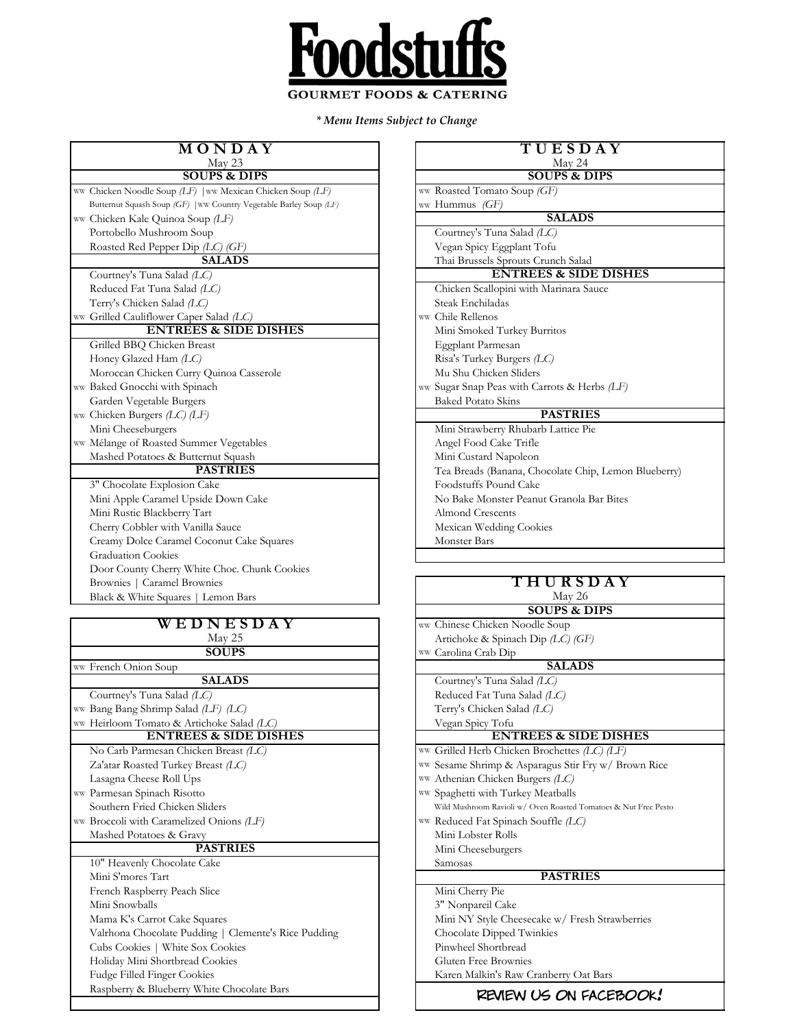# Foodstuffs

**GOURMET FOODS & CATERING**

*\* Menu Items Subject to Change*

## MONDAY

May 23

### SOUPS & DIPS

- WW Chicken Noodle Soup *(LF)* | WW Mexican Chicken Soup *(LF)*
- Butternut Squash Soup *(GF)* | WW Country Vegetable Barley Soup *(LF)*
- WW Chicken Kale Quinoa Soup *(LF)*
- Portobello Mushroom Soup
- Roasted Red Pepper Dip *(LC) (GF)*

### SALADS

- Courtney's Tuna Salad *(LC)*
- Reduced Fat Tuna Salad *(LC)*
- Terry's Chicken Salad *(LC)*
- WW Grilled Cauliflower Caper Salad *(LC)*

### ENTREES & SIDE DISHES

- Grilled BBQ Chicken Breast
- Honey Glazed Ham *(LC)*
- Moroccan Chicken Curry Quinoa Casserole
- WW Baked Gnocchi with Spinach
- Garden Vegetable Burgers
- WW Chicken Burgers *(LC) (LF)*
- Mini Cheeseburgers
- WW Mélange of Roasted Summer Vegetables
- Mashed Potatoes & Butternut Squash

### PASTRIES

- 3" Chocolate Explosion Cake
- Mini Apple Caramel Upside Down Cake
- Mini Rustic Blackberry Tart
- Cherry Cobbler with Vanilla Sauce
- Creamy Dolce Caramel Coconut Cake Squares
- Graduation Cookies
- Door County Cherry White Choc. Chunk Cookies
- Brownies | Caramel Brownies
- Black & White Squares | Lemon Bars

## TUESDAY

May 24

### SOUPS & DIPS

- WW Roasted Tomato Soup *(GF)*
- WW Hummus *(GF)*

### SALADS

- Courtney's Tuna Salad *(LC)*
- Vegan Spicy Eggplant Tofu
- Thai Brussels Sprouts Crunch Salad

### ENTREES & SIDE DISHES

- Chicken Scallopini with Marinara Sauce
- Steak Enchiladas
- WW Chile Rellenos
- Mini Smoked Turkey Burritos
- Eggplant Parmesan
- Risa's Turkey Burgers *(LC)*
- Mu Shu Chicken Sliders
- WW Sugar Snap Peas with Carrots & Herbs *(LF)*
- Baked Potato Skins

### PASTRIES

- Mini Strawberry Rhubarb Lattice Pie
- Angel Food Cake Trifle
- Mini Custard Napoleon
- Tea Breads (Banana, Chocolate Chip, Lemon Blueberry)
- Foodstuffs Pound Cake
- No Bake Monster Peanut Granola Bar Bites
- Almond Crescents
- Mexican Wedding Cookies
- Monster Bars

## WEDNESDAY

May 25

### SOUPS

- WW French Onion Soup

### SALADS

- Courtney's Tuna Salad *(LC)*
- WW Bang Bang Shrimp Salad *(LF) (LC)*
- WW Heirloom Tomato & Artichoke Salad *(LC)*

### ENTREES & SIDE DISHES

- No Carb Parmesan Chicken Breast *(LC)*
- Za'atar Roasted Turkey Breast *(LC)*
- Lasagna Cheese Roll Ups
- WW Parmesan Spinach Risotto
- Southern Fried Chicken Sliders
- WW Broccoli with Caramelized Onions *(LF)*
- Mashed Potatoes & Gravy

### PASTRIES

- 10" Heavenly Chocolate Cake
- Mini S'mores Tart
- French Raspberry Peach Slice
- Mini Snowballs
- Mama K's Carrot Cake Squares
- Valrhona Chocolate Pudding | Clemente's Rice Pudding
- Cubs Cookies | White Sox Cookies
- Holiday Mini Shortbread Cookies
- Fudge Filled Finger Cookies
- Raspberry & Blueberry White Chocolate Bars

## THURSDAY

May 26

### SOUPS & DIPS

- WW Chinese Chicken Noodle Soup
- Artichoke & Spinach Dip *(LC) (GF)*
- WW Carolina Crab Dip

### SALADS

- Courtney's Tuna Salad *(LC)*
- Reduced Fat Tuna Salad *(LC)*
- Terry's Chicken Salad *(LC)*
- Vegan Spicy Tofu

### ENTREES & SIDE DISHES

- WW Grilled Herb Chicken Brochettes *(LC) (LF)*
- WW Sesame Shrimp & Asparagus Stir Fry w/ Brown Rice
- WW Athenian Chicken Burgers *(LC)*
- WW Spaghetti with Turkey Meatballs
- Wild Mushroom Ravioli w/ Oven Roasted Tomatoes & Nut Free Pesto
- WW Reduced Fat Spinach Souffle *(LC)*
- Mini Lobster Rolls
- Mini Cheeseburgers
- Samosas

### PASTRIES

- Mini Cherry Pie
- 3" Nonpareil Cake
- Mini NY Style Cheesecake w/ Fresh Strawberries
- Chocolate Dipped Twinkies
- Pinwheel Shortbread
- Gluten Free Brownies
- Karen Malkin's Raw Cranberry Oat Bars

**REVIEW US ON FACEBOOK!**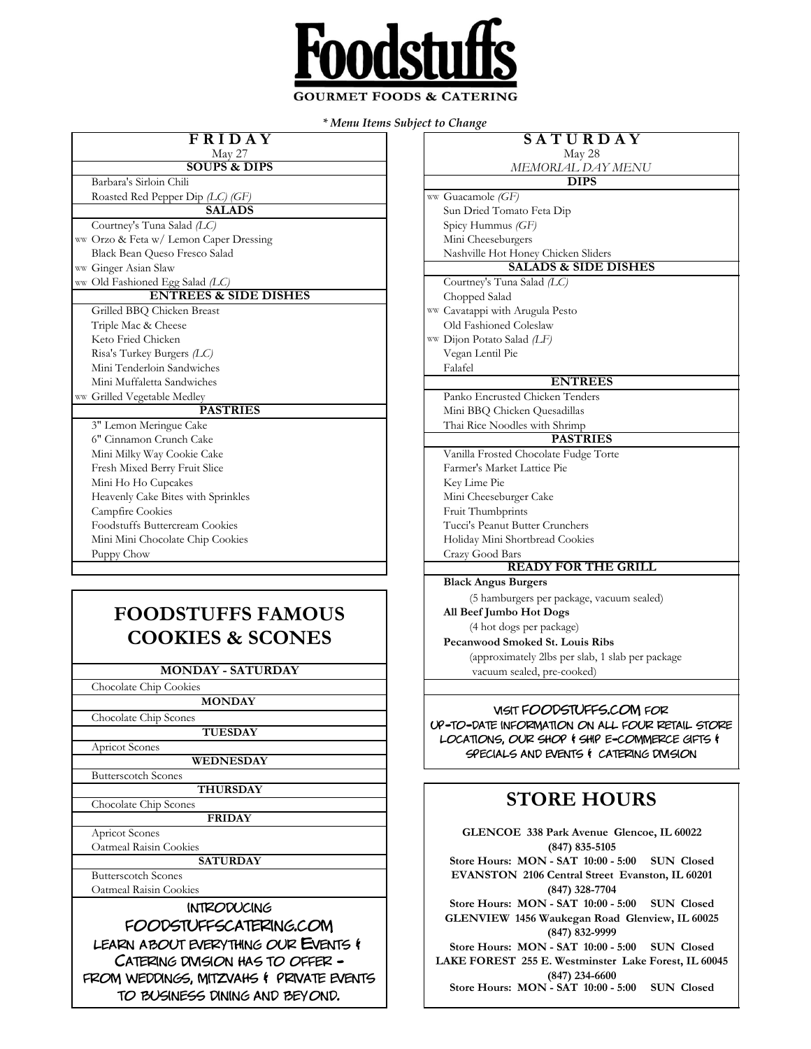# Foodstuffs

**GOURMET FOODS & CATERING**

*\* Menu Items Subject to Change*

## FRIDAY

May 27

### SOUPS & DIPS

- Barbara's Sirloin Chili
- Roasted Red Pepper Dip *(LC) (GF)*

### SALADS

- Courtney's Tuna Salad *(LC)*
- WW Orzo & Feta w/ Lemon Caper Dressing
- Black Bean Queso Fresco Salad
- WW Ginger Asian Slaw
- WW Old Fashioned Egg Salad *(LC)*

### ENTREES & SIDE DISHES

- Grilled BBQ Chicken Breast
- Triple Mac & Cheese
- Keto Fried Chicken
- Risa's Turkey Burgers *(LC)*
- Mini Tenderloin Sandwiches
- Mini Muffaletta Sandwiches
- WW Grilled Vegetable Medley

### PASTRIES

- 3" Lemon Meringue Cake
- 6" Cinnamon Crunch Cake
- Mini Milky Way Cookie Cake
- Fresh Mixed Berry Fruit Slice
- Mini Ho Ho Cupcakes
- Heavenly Cake Bites with Sprinkles
- Campfire Cookies
- Foodstuffs Buttercream Cookies
- Mini Mini Chocolate Chip Cookies
- Puppy Chow

## FOODSTUFFS FAMOUS COOKIES & SCONES

### MONDAY - SATURDAY

- Chocolate Chip Cookies

### MONDAY

- Chocolate Chip Scones

### TUESDAY

- Apricot Scones

### WEDNESDAY

- Butterscotch Scones

### THURSDAY

- Chocolate Chip Scones

### FRIDAY

- Apricot Scones
- Oatmeal Raisin Cookies

### SATURDAY

- Butterscotch Scones
- Oatmeal Raisin Cookies

INTRODUCING FOODSTUFFSCATERING.COM

LEARN ABOUT EVERYTHING OUR EVENTS & CATERING DIVISION HAS TO OFFER - FROM WEDDINGS, MITZVAHS & PRIVATE EVENTS TO BUSINESS DINING AND BEYOND.

## SATURDAY

May 28

*MEMORIAL DAY MENU*

### DIPS

- WW Guacamole *(GF)*
- Sun Dried Tomato Feta Dip
- Spicy Hummus *(GF)*
- Mini Cheeseburgers
- Nashville Hot Honey Chicken Sliders

### SALADS & SIDE DISHES

- Courtney's Tuna Salad *(LC)*
- Chopped Salad
- WW Cavatappi with Arugula Pesto
- Old Fashioned Coleslaw
- WW Dijon Potato Salad *(LF)*
- Vegan Lentil Pie
- Falafel

### ENTREES

- Panko Encrusted Chicken Tenders
- Mini BBQ Chicken Quesadillas
- Thai Rice Noodles with Shrimp

### PASTRIES

- Vanilla Frosted Chocolate Fudge Torte
- Farmer's Market Lattice Pie
- Key Lime Pie
- Mini Cheeseburger Cake
- Fruit Thumbprints
- Tucci's Peanut Butter Crunchers
- Holiday Mini Shortbread Cookies
- Crazy Good Bars

### READY FOR THE GRILL

**Black Angus Burgers**
(5 hamburgers per package, vacuum sealed)

**All Beef Jumbo Hot Dogs**
(4 hot dogs per package)

**Pecanwood Smoked St. Louis Ribs**
(approximately 2lbs per slab, 1 slab per package vacuum sealed, pre-cooked)

VISIT FOODSTUFFS.COM FOR UP-TO-DATE INFORMATION ON ALL FOUR RETAIL STORE LOCATIONS, OUR SHOP & SHIP E-COMMERCE GIFTS & SPECIALS AND EVENTS & CATERING DIVISION

## STORE HOURS

**GLENCOE 338 Park Avenue Glencoe, IL 60022**
**(847) 835-5105**
**Store Hours: MON - SAT 10:00 - 5:00 SUN Closed**

**EVANSTON 2106 Central Street Evanston, IL 60201**
**(847) 328-7704**
**Store Hours: MON - SAT 10:00 - 5:00 SUN Closed**

**GLENVIEW 1456 Waukegan Road Glenview, IL 60025**
**(847) 832-9999**
**Store Hours: MON - SAT 10:00 - 5:00 SUN Closed**

**LAKE FOREST 255 E. Westminster Lake Forest, IL 60045**
**(847) 234-6600**
**Store Hours: MON - SAT 10:00 - 5:00 SUN Closed**